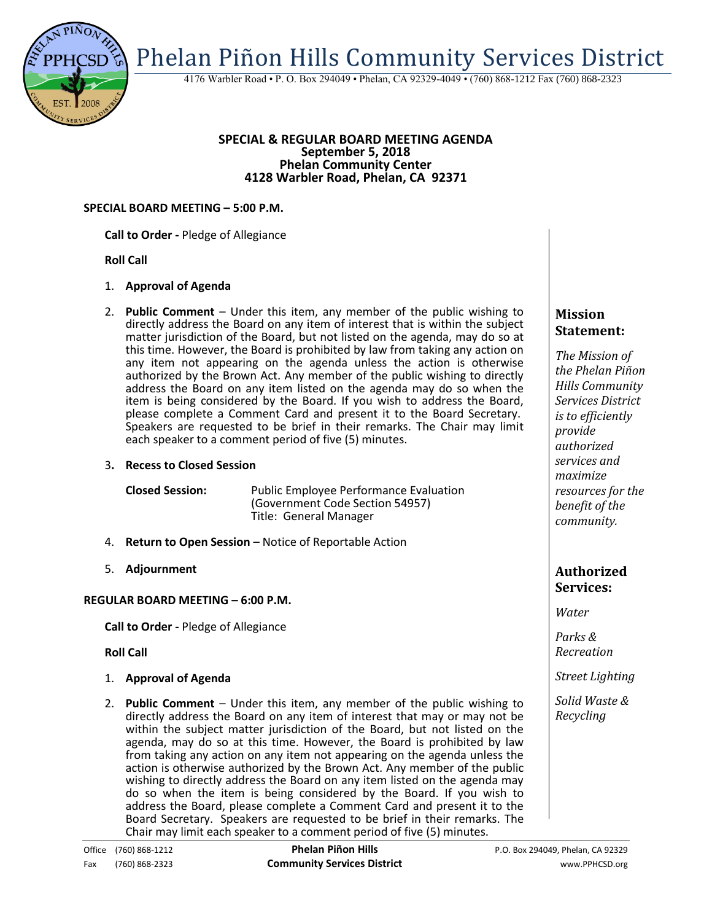# Phelan Piñon Hills Community Services District

4176 Warbler Road • P. O. Box 294049 • Phelan, CA 92329-4049 • (760) 868-1212 Fax (760) 868-2323

## SPECIAL & REGULAR BOARD MEETING AGENDA
**September 5, 2018**
**Phelan Community Center**
**4128 Warbler Road, Phelan, CA 92371**

### SPECIAL BOARD MEETING – 5:00 P.M.

**Call to Order -** Pledge of Allegiance

**Roll Call**

1. **Approval of Agenda**

2. **Public Comment** – Under this item, any member of the public wishing to directly address the Board on any item of interest that is within the subject matter jurisdiction of the Board, but not listed on the agenda, may do so at this time. However, the Board is prohibited by law from taking any action on any item not appearing on the agenda unless the action is otherwise authorized by the Brown Act. Any member of the public wishing to directly address the Board on any item listed on the agenda may do so when the item is being considered by the Board. If you wish to address the Board, please complete a Comment Card and present it to the Board Secretary. Speakers are requested to be brief in their remarks. The Chair may limit each speaker to a comment period of five (5) minutes.

3. **Recess to Closed Session**

   **Closed Session:** Public Employee Performance Evaluation (Government Code Section 54957) Title: General Manager

4. **Return to Open Session** – Notice of Reportable Action

5. **Adjournment**

### REGULAR BOARD MEETING – 6:00 P.M.

**Call to Order -** Pledge of Allegiance

**Roll Call**

1. **Approval of Agenda**

2. **Public Comment** – Under this item, any member of the public wishing to directly address the Board on any item of interest that may or may not be within the subject matter jurisdiction of the Board, but not listed on the agenda, may do so at this time. However, the Board is prohibited by law from taking any action on any item not appearing on the agenda unless the action is otherwise authorized by the Brown Act. Any member of the public wishing to directly address the Board on any item listed on the agenda may do so when the item is being considered by the Board. If you wish to address the Board, please complete a Comment Card and present it to the Board Secretary. Speakers are requested to be brief in their remarks. The Chair may limit each speaker to a comment period of five (5) minutes.

### Mission Statement:

*The Mission of the Phelan Piñon Hills Community Services District is to efficiently provide authorized services and maximize resources for the benefit of the community.*

### Authorized Services:

*Water*

*Parks & Recreation*

*Street Lighting*

*Solid Waste & Recycling*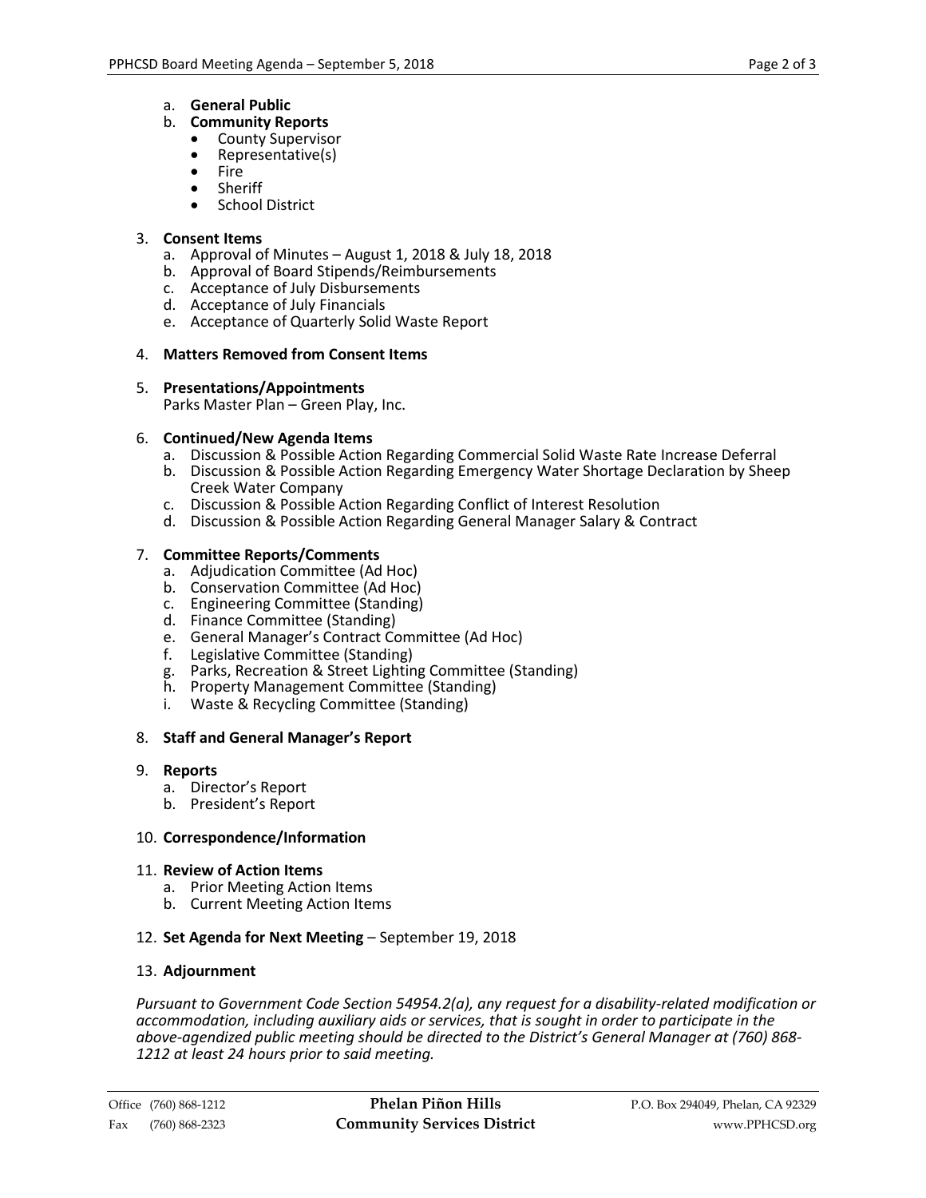a. **General Public**
b. **Community Reports**
   - County Supervisor
   - Representative(s)
   - Fire
   - Sheriff
   - School District

3. **Consent Items**
   a. Approval of Minutes – August 1, 2018 & July 18, 2018
   b. Approval of Board Stipends/Reimbursements
   c. Acceptance of July Disbursements
   d. Acceptance of July Financials
   e. Acceptance of Quarterly Solid Waste Report

4. **Matters Removed from Consent Items**

5. **Presentations/Appointments**
   Parks Master Plan – Green Play, Inc.

6. **Continued/New Agenda Items**
   a. Discussion & Possible Action Regarding Commercial Solid Waste Rate Increase Deferral
   b. Discussion & Possible Action Regarding Emergency Water Shortage Declaration by Sheep Creek Water Company
   c. Discussion & Possible Action Regarding Conflict of Interest Resolution
   d. Discussion & Possible Action Regarding General Manager Salary & Contract

7. **Committee Reports/Comments**
   a. Adjudication Committee (Ad Hoc)
   b. Conservation Committee (Ad Hoc)
   c. Engineering Committee (Standing)
   d. Finance Committee (Standing)
   e. General Manager's Contract Committee (Ad Hoc)
   f. Legislative Committee (Standing)
   g. Parks, Recreation & Street Lighting Committee (Standing)
   h. Property Management Committee (Standing)
   i. Waste & Recycling Committee (Standing)

8. **Staff and General Manager's Report**

9. **Reports**
   a. Director's Report
   b. President's Report

10. **Correspondence/Information**

11. **Review of Action Items**
    a. Prior Meeting Action Items
    b. Current Meeting Action Items

12. **Set Agenda for Next Meeting** – September 19, 2018

13. **Adjournment**

*Pursuant to Government Code Section 54954.2(a), any request for a disability-related modification or accommodation, including auxiliary aids or services, that is sought in order to participate in the above-agendized public meeting should be directed to the District's General Manager at (760) 868-1212 at least 24 hours prior to said meeting.*

Office (760) 868-1212 | **Phelan Piñon Hills Community Services District** | P.O. Box 294049, Phelan, CA 92329
Fax (760) 868-2323 | www.PPHCSD.org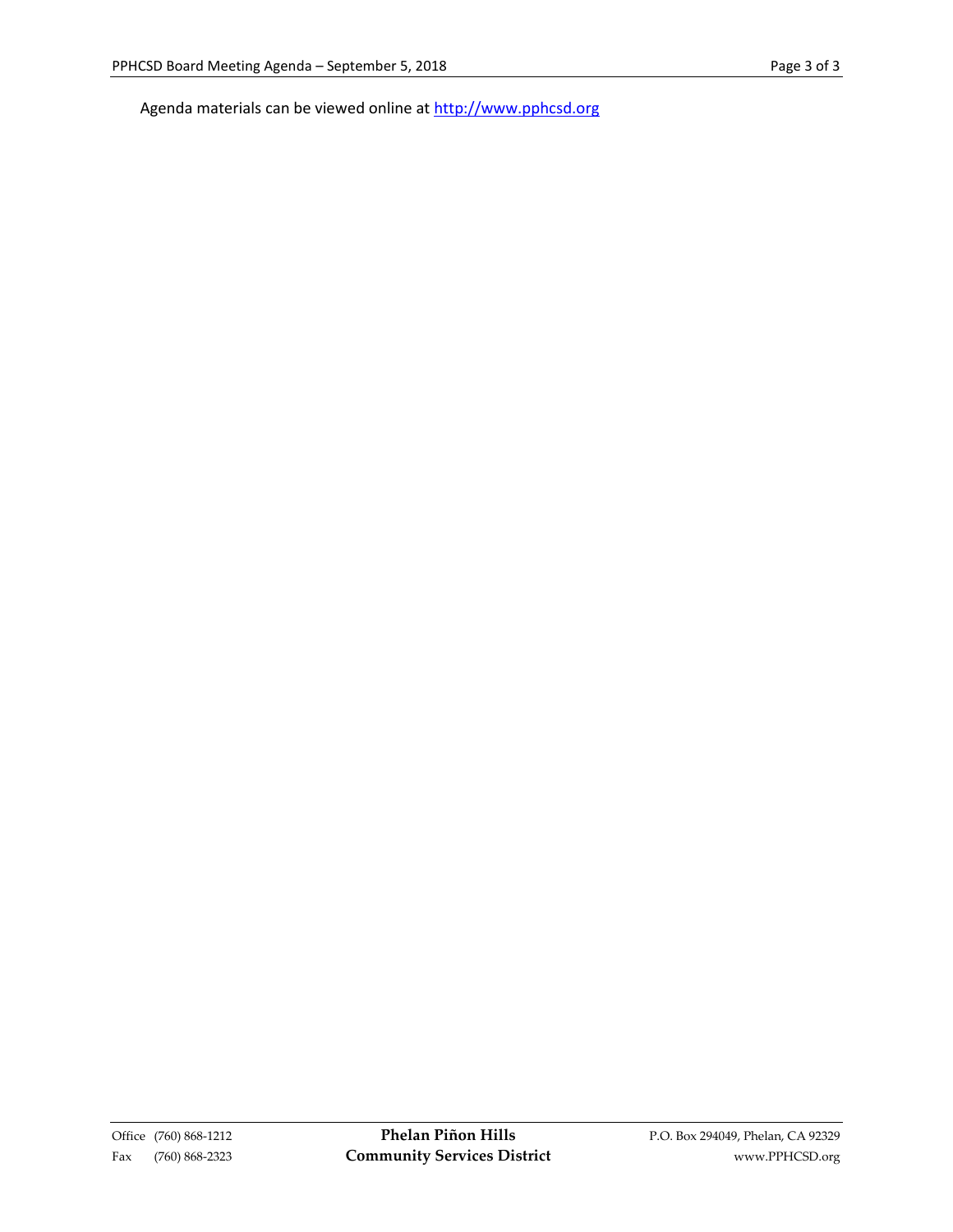Agenda materials can be viewed online at [http://www.pphcsd.org](http://www.pphcsd.org)